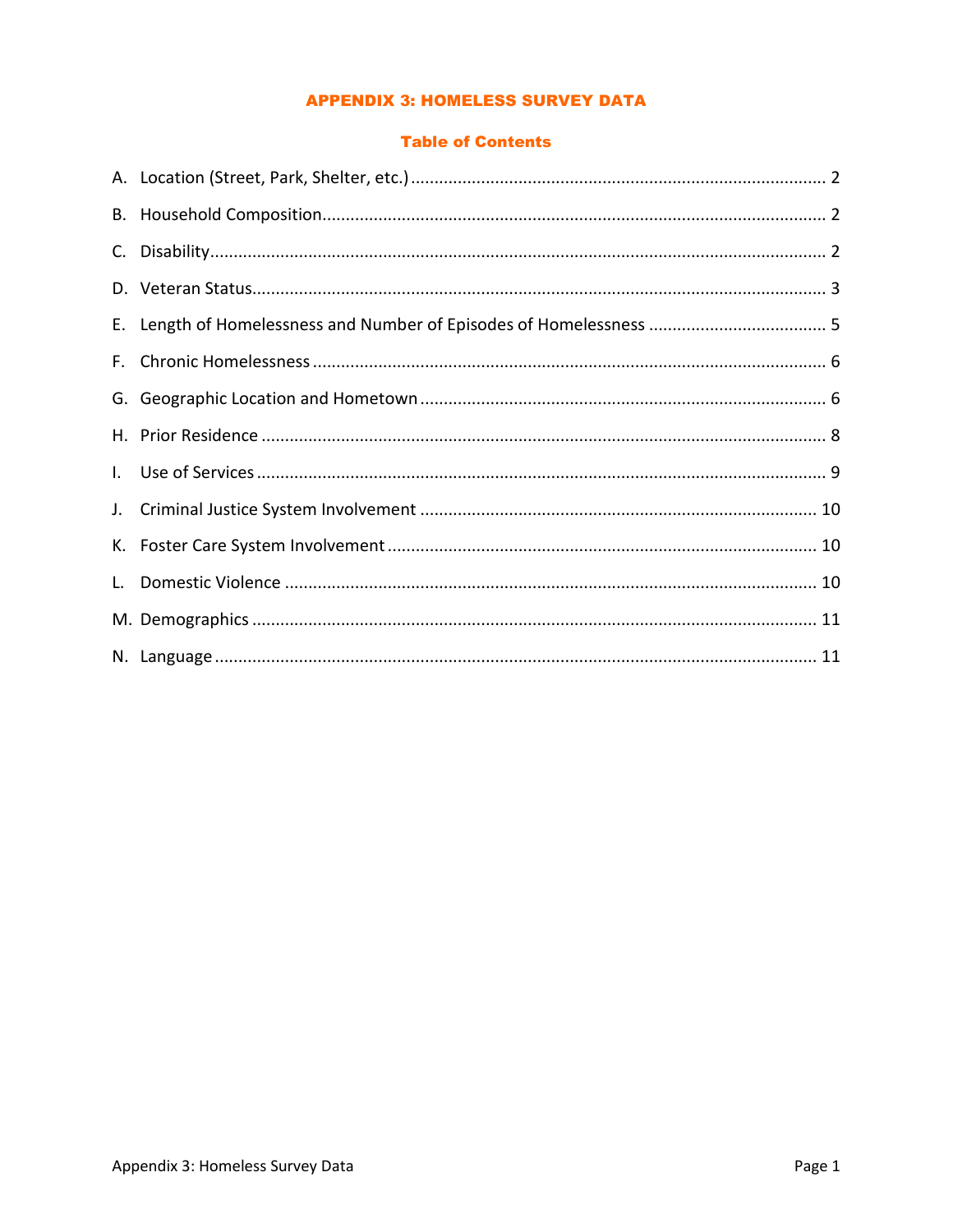# APPENDIX 3: HOMELESS SURVEY DATA

## Table of Contents

A. Location (Street, Park, Shelter, etc.) ........ 2

B. Household Composition ........ 2

C. Disability ........ 2

D. Veteran Status ........ 3

E. Length of Homelessness and Number of Episodes of Homelessness ........ 5

F. Chronic Homelessness ........ 6

G. Geographic Location and Hometown ........ 6

H. Prior Residence ........ 8

I. Use of Services ........ 9

J. Criminal Justice System Involvement ........ 10

K. Foster Care System Involvement ........ 10

L. Domestic Violence ........ 10

M. Demographics ........ 11

N. Language ........ 11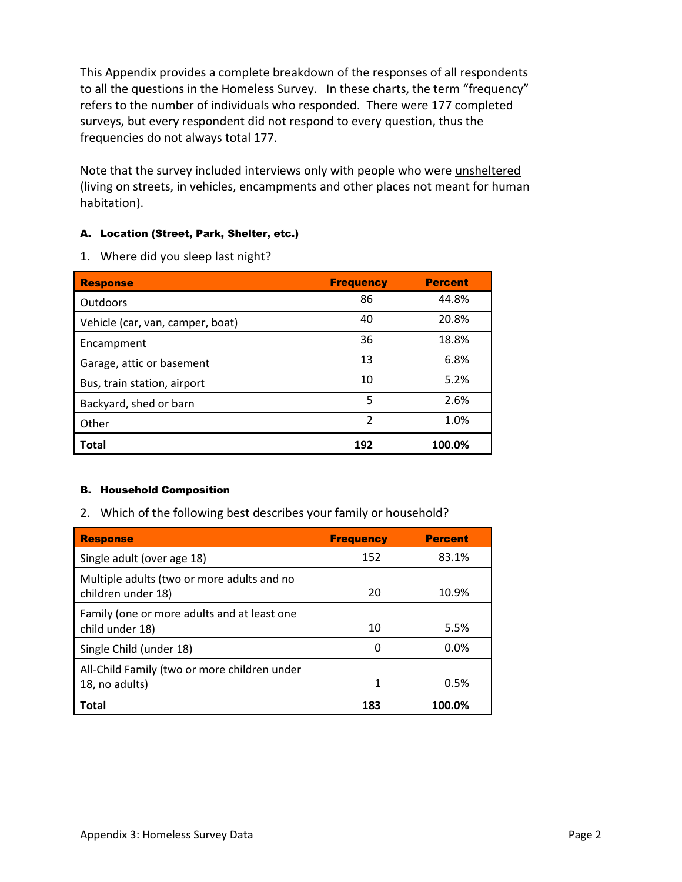This Appendix provides a complete breakdown of the responses of all respondents to all the questions in the Homeless Survey. In these charts, the term "frequency" refers to the number of individuals who responded. There were 177 completed surveys, but every respondent did not respond to every question, thus the frequencies do not always total 177.

Note that the survey included interviews only with people who were unsheltered (living on streets, in vehicles, encampments and other places not meant for human habitation).

### A. Location (Street, Park, Shelter, etc.)

1. Where did you sleep last night?

| Response | Frequency | Percent |
|---|---|---|
| Outdoors | 86 | 44.8% |
| Vehicle (car, van, camper, boat) | 40 | 20.8% |
| Encampment | 36 | 18.8% |
| Garage, attic or basement | 13 | 6.8% |
| Bus, train station, airport | 10 | 5.2% |
| Backyard, shed or barn | 5 | 2.6% |
| Other | 2 | 1.0% |
| **Total** | **192** | **100.0%** |

### B. Household Composition

2. Which of the following best describes your family or household?

| Response | Frequency | Percent |
|---|---|---|
| Single adult (over age 18) | 152 | 83.1% |
| Multiple adults (two or more adults and no children under 18) | 20 | 10.9% |
| Family (one or more adults and at least one child under 18) | 10 | 5.5% |
| Single Child (under 18) | 0 | 0.0% |
| All-Child Family (two or more children under 18, no adults) | 1 | 0.5% |
| **Total** | **183** | **100.0%** |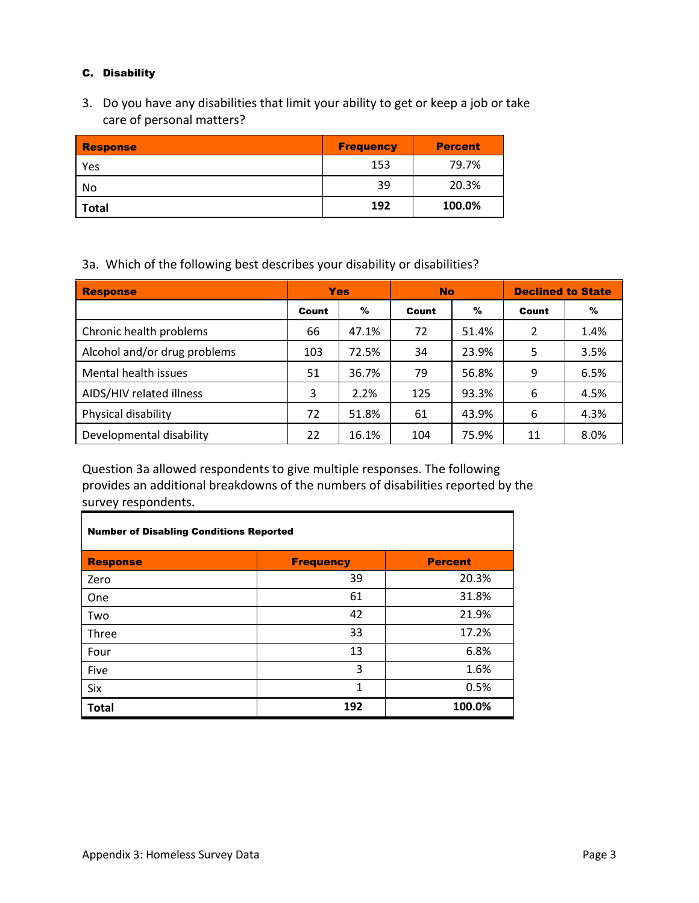### C. Disability

3. Do you have any disabilities that limit your ability to get or keep a job or take care of personal matters?

| Response | Frequency | Percent |
|---|---|---|
| Yes | 153 | 79.7% |
| No | 39 | 20.3% |
| **Total** | **192** | **100.0%** |

3a. Which of the following best describes your disability or disabilities?

| Response | Yes | | No | | Declined to State | |
|---|---|---|---|---|---|---|
| | Count | % | Count | % | Count | % |
| Chronic health problems | 66 | 47.1% | 72 | 51.4% | 2 | 1.4% |
| Alcohol and/or drug problems | 103 | 72.5% | 34 | 23.9% | 5 | 3.5% |
| Mental health issues | 51 | 36.7% | 79 | 56.8% | 9 | 6.5% |
| AIDS/HIV related illness | 3 | 2.2% | 125 | 93.3% | 6 | 4.5% |
| Physical disability | 72 | 51.8% | 61 | 43.9% | 6 | 4.3% |
| Developmental disability | 22 | 16.1% | 104 | 75.9% | 11 | 8.0% |

Question 3a allowed respondents to give multiple responses. The following provides an additional breakdowns of the numbers of disabilities reported by the survey respondents.

| Number of Disabling Conditions Reported | | |
|---|---|---|
| **Response** | **Frequency** | **Percent** |
| Zero | 39 | 20.3% |
| One | 61 | 31.8% |
| Two | 42 | 21.9% |
| Three | 33 | 17.2% |
| Four | 13 | 6.8% |
| Five | 3 | 1.6% |
| Six | 1 | 0.5% |
| **Total** | **192** | **100.0%** |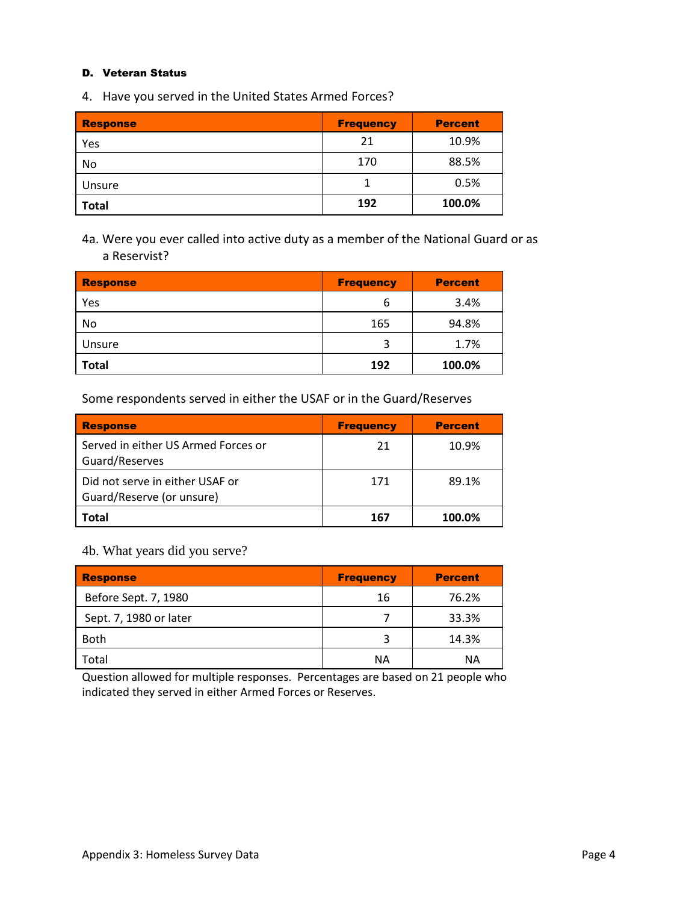#### D. Veteran Status

4. Have you served in the United States Armed Forces?

| Response | Frequency | Percent |
|---|---|---|
| Yes | 21 | 10.9% |
| No | 170 | 88.5% |
| Unsure | 1 | 0.5% |
| **Total** | **192** | **100.0%** |

4a. Were you ever called into active duty as a member of the National Guard or as a Reservist?

| Response | Frequency | Percent |
|---|---|---|
| Yes | 6 | 3.4% |
| No | 165 | 94.8% |
| Unsure | 3 | 1.7% |
| **Total** | **192** | **100.0%** |

Some respondents served in either the USAF or in the Guard/Reserves

| Response | Frequency | Percent |
|---|---|---|
| Served in either US Armed Forces or Guard/Reserves | 21 | 10.9% |
| Did not serve in either USAF or Guard/Reserve (or unsure) | 171 | 89.1% |
| **Total** | **167** | **100.0%** |

4b. What years did you serve?

| Response | Frequency | Percent |
|---|---|---|
| Before Sept. 7, 1980 | 16 | 76.2% |
| Sept. 7, 1980 or later | 7 | 33.3% |
| Both | 3 | 14.3% |
| Total | NA | NA |

Question allowed for multiple responses. Percentages are based on 21 people who indicated they served in either Armed Forces or Reserves.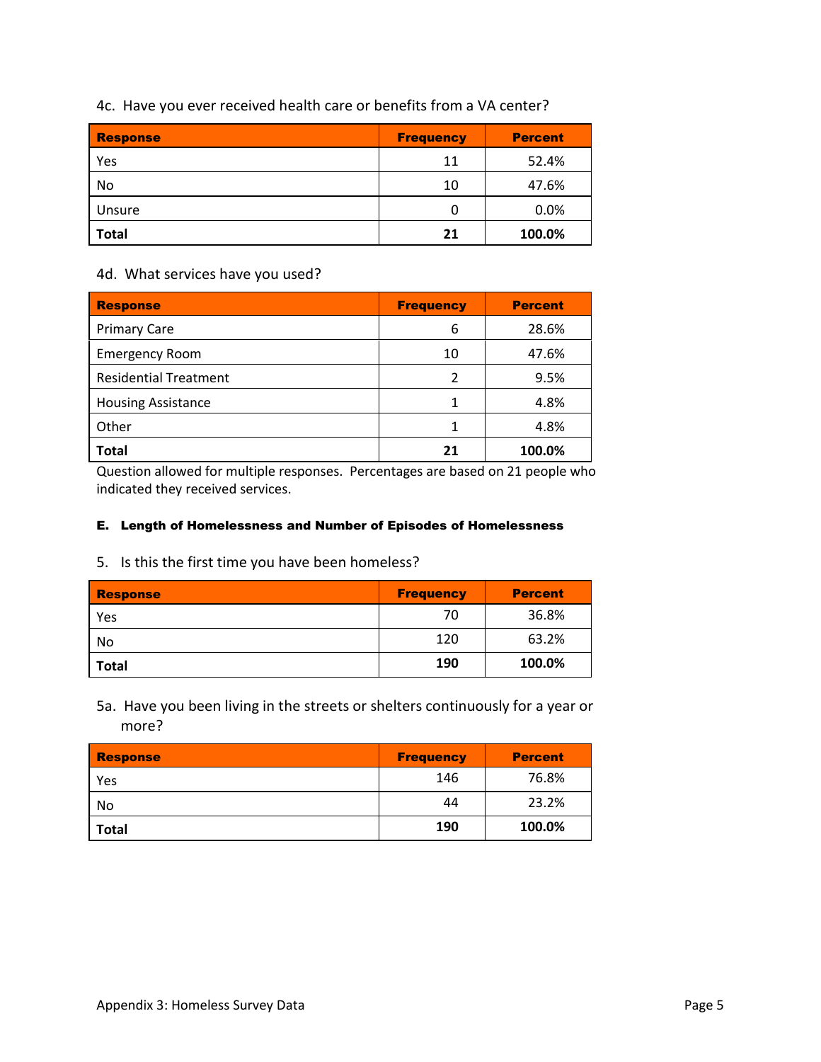4c. Have you ever received health care or benefits from a VA center?

| Response | Frequency | Percent |
|---|---|---|
| Yes | 11 | 52.4% |
| No | 10 | 47.6% |
| Unsure | 0 | 0.0% |
| **Total** | **21** | **100.0%** |

4d. What services have you used?

| Response | Frequency | Percent |
|---|---|---|
| Primary Care | 6 | 28.6% |
| Emergency Room | 10 | 47.6% |
| Residential Treatment | 2 | 9.5% |
| Housing Assistance | 1 | 4.8% |
| Other | 1 | 4.8% |
| **Total** | **21** | **100.0%** |

Question allowed for multiple responses. Percentages are based on 21 people who indicated they received services.

#### E. Length of Homelessness and Number of Episodes of Homelessness

5. Is this the first time you have been homeless?

| Response | Frequency | Percent |
|---|---|---|
| Yes | 70 | 36.8% |
| No | 120 | 63.2% |
| **Total** | **190** | **100.0%** |

5a. Have you been living in the streets or shelters continuously for a year or more?

| Response | Frequency | Percent |
|---|---|---|
| Yes | 146 | 76.8% |
| No | 44 | 23.2% |
| **Total** | **190** | **100.0%** |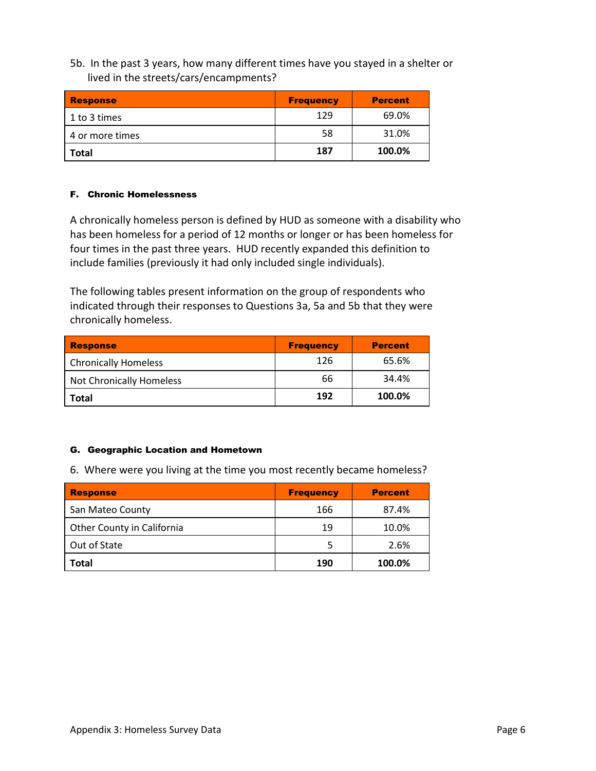5b. In the past 3 years, how many different times have you stayed in a shelter or lived in the streets/cars/encampments?

| Response | Frequency | Percent |
| --- | --- | --- |
| 1 to 3 times | 129 | 69.0% |
| 4 or more times | 58 | 31.0% |
| **Total** | **187** | **100.0%** |

#### F. Chronic Homelessness

A chronically homeless person is defined by HUD as someone with a disability who has been homeless for a period of 12 months or longer or has been homeless for four times in the past three years. HUD recently expanded this definition to include families (previously it had only included single individuals).

The following tables present information on the group of respondents who indicated through their responses to Questions 3a, 5a and 5b that they were chronically homeless.

| Response | Frequency | Percent |
| --- | --- | --- |
| Chronically Homeless | 126 | 65.6% |
| Not Chronically Homeless | 66 | 34.4% |
| **Total** | **192** | **100.0%** |

#### G. Geographic Location and Hometown

6. Where were you living at the time you most recently became homeless?

| Response | Frequency | Percent |
| --- | --- | --- |
| San Mateo County | 166 | 87.4% |
| Other County in California | 19 | 10.0% |
| Out of State | 5 | 2.6% |
| **Total** | **190** | **100.0%** |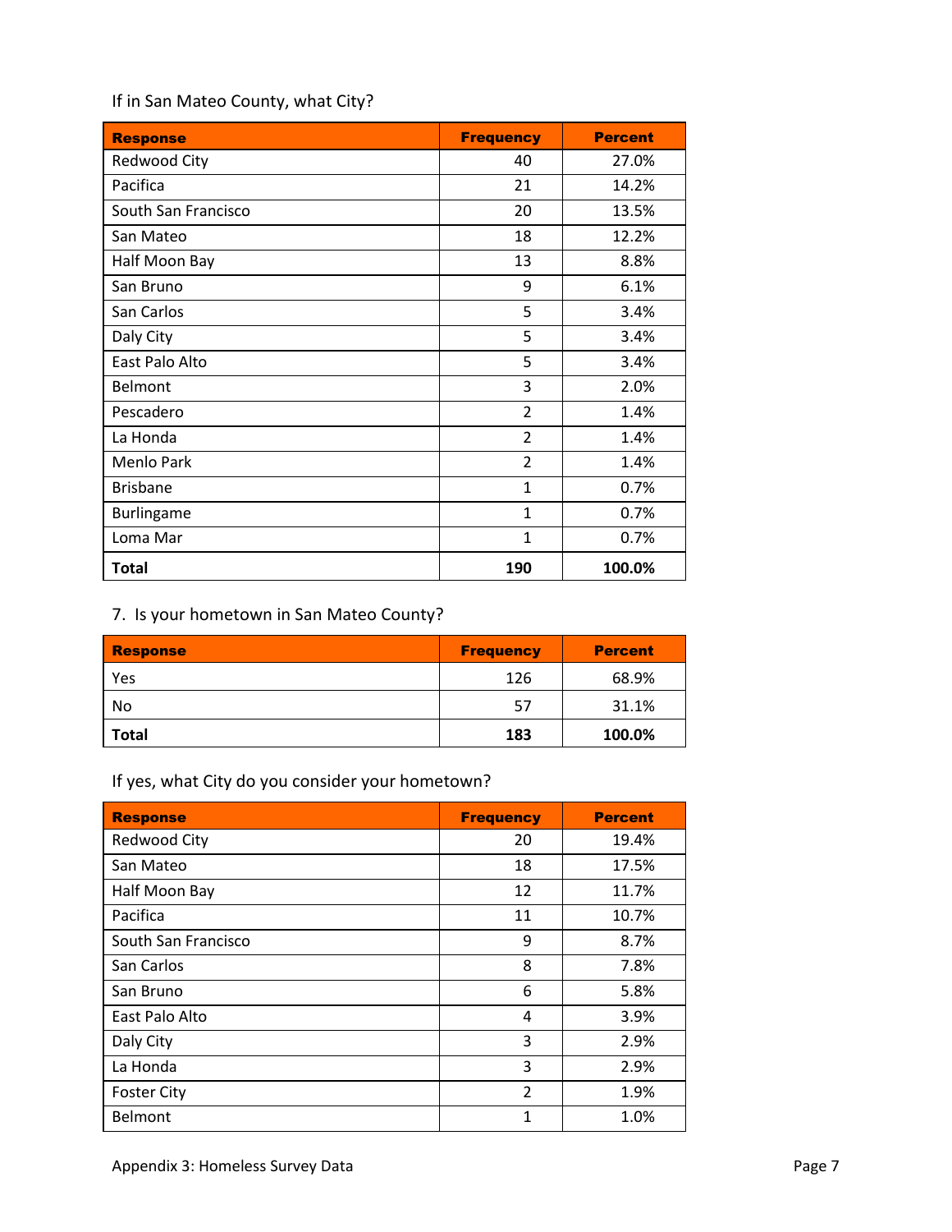If in San Mateo County, what City?

| Response | Frequency | Percent |
|---|---|---|
| Redwood City | 40 | 27.0% |
| Pacifica | 21 | 14.2% |
| South San Francisco | 20 | 13.5% |
| San Mateo | 18 | 12.2% |
| Half Moon Bay | 13 | 8.8% |
| San Bruno | 9 | 6.1% |
| San Carlos | 5 | 3.4% |
| Daly City | 5 | 3.4% |
| East Palo Alto | 5 | 3.4% |
| Belmont | 3 | 2.0% |
| Pescadero | 2 | 1.4% |
| La Honda | 2 | 1.4% |
| Menlo Park | 2 | 1.4% |
| Brisbane | 1 | 0.7% |
| Burlingame | 1 | 0.7% |
| Loma Mar | 1 | 0.7% |
| **Total** | **190** | **100.0%** |

7. Is your hometown in San Mateo County?

| Response | Frequency | Percent |
|---|---|---|
| Yes | 126 | 68.9% |
| No | 57 | 31.1% |
| **Total** | **183** | **100.0%** |

If yes, what City do you consider your hometown?

| Response | Frequency | Percent |
|---|---|---|
| Redwood City | 20 | 19.4% |
| San Mateo | 18 | 17.5% |
| Half Moon Bay | 12 | 11.7% |
| Pacifica | 11 | 10.7% |
| South San Francisco | 9 | 8.7% |
| San Carlos | 8 | 7.8% |
| San Bruno | 6 | 5.8% |
| East Palo Alto | 4 | 3.9% |
| Daly City | 3 | 2.9% |
| La Honda | 3 | 2.9% |
| Foster City | 2 | 1.9% |
| Belmont | 1 | 1.0% |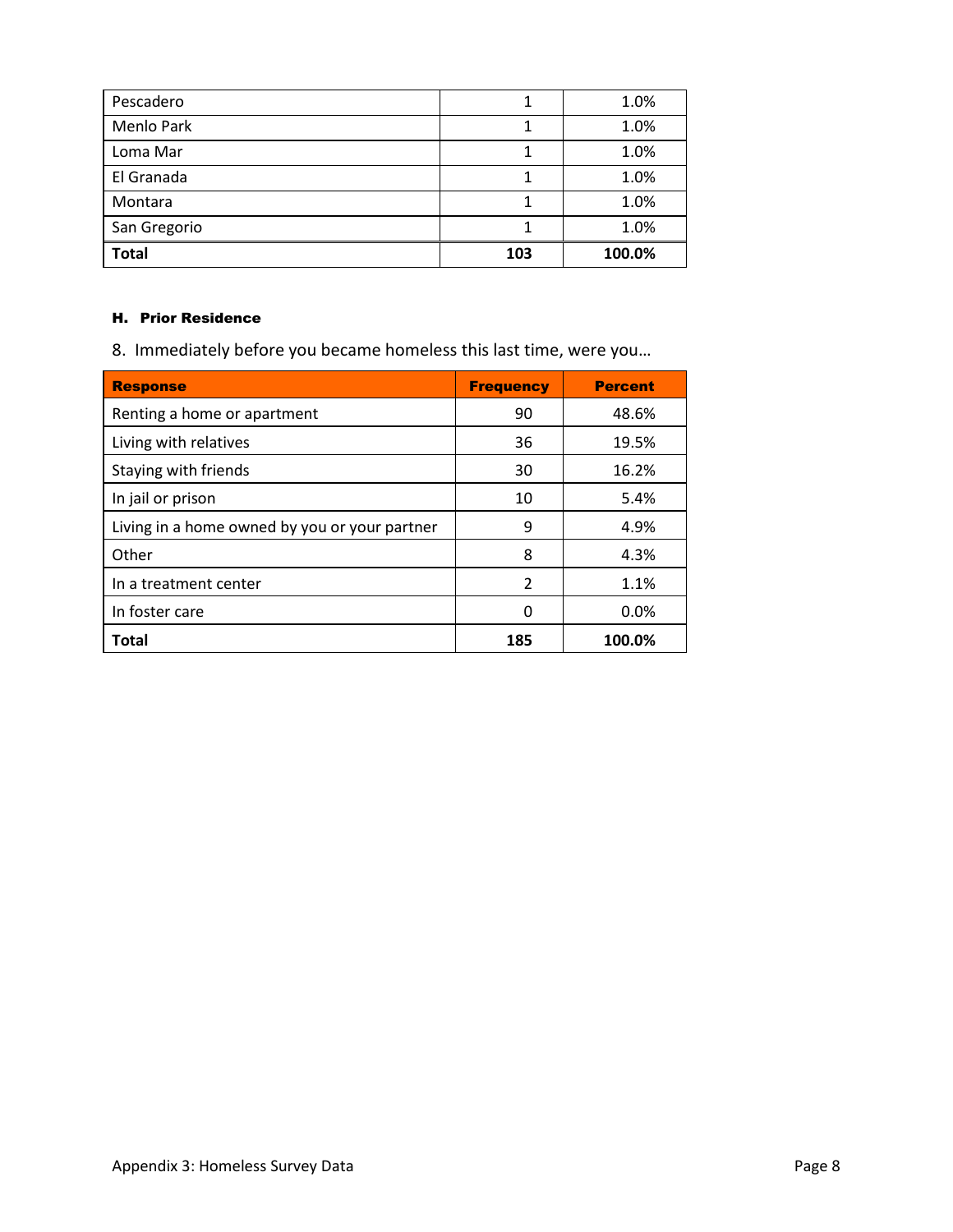| | | |
|---|---|---|
| Pescadero | 1 | 1.0% |
| Menlo Park | 1 | 1.0% |
| Loma Mar | 1 | 1.0% |
| El Granada | 1 | 1.0% |
| Montara | 1 | 1.0% |
| San Gregorio | 1 | 1.0% |
| **Total** | **103** | **100.0%** |

#### H. Prior Residence

8. Immediately before you became homeless this last time, were you…

| Response | Frequency | Percent |
|---|---|---|
| Renting a home or apartment | 90 | 48.6% |
| Living with relatives | 36 | 19.5% |
| Staying with friends | 30 | 16.2% |
| In jail or prison | 10 | 5.4% |
| Living in a home owned by you or your partner | 9 | 4.9% |
| Other | 8 | 4.3% |
| In a treatment center | 2 | 1.1% |
| In foster care | 0 | 0.0% |
| **Total** | **185** | **100.0%** |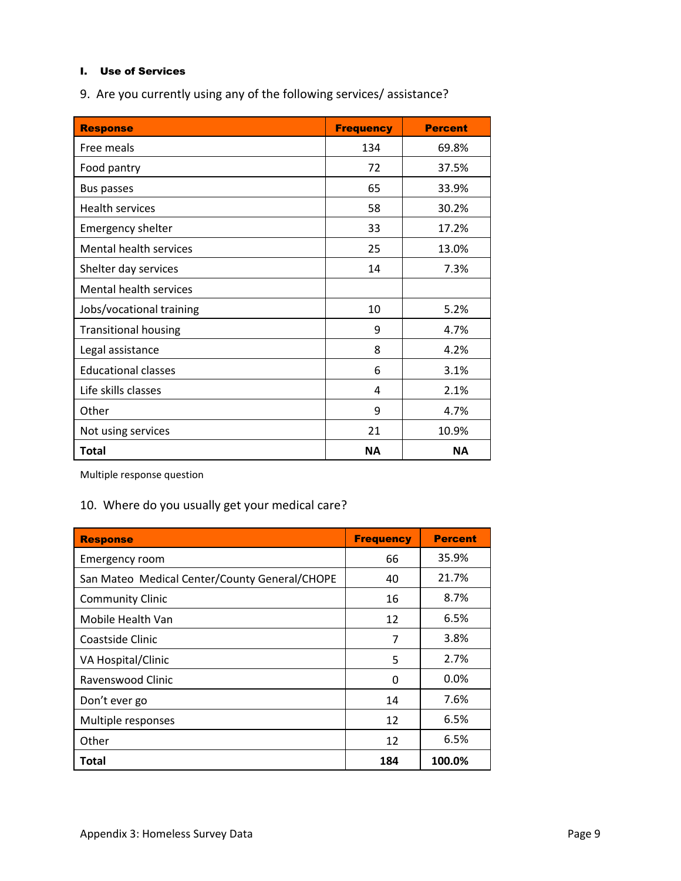### I. Use of Services

9. Are you currently using any of the following services/ assistance?

| Response | Frequency | Percent |
|---|---|---|
| Free meals | 134 | 69.8% |
| Food pantry | 72 | 37.5% |
| Bus passes | 65 | 33.9% |
| Health services | 58 | 30.2% |
| Emergency shelter | 33 | 17.2% |
| Mental health services | 25 | 13.0% |
| Shelter day services | 14 | 7.3% |
| Mental health services | | |
| Jobs/vocational training | 10 | 5.2% |
| Transitional housing | 9 | 4.7% |
| Legal assistance | 8 | 4.2% |
| Educational classes | 6 | 3.1% |
| Life skills classes | 4 | 2.1% |
| Other | 9 | 4.7% |
| Not using services | 21 | 10.9% |
| **Total** | **NA** | **NA** |

Multiple response question

10. Where do you usually get your medical care?

| Response | Frequency | Percent |
|---|---|---|
| Emergency room | 66 | 35.9% |
| San Mateo Medical Center/County General/CHOPE | 40 | 21.7% |
| Community Clinic | 16 | 8.7% |
| Mobile Health Van | 12 | 6.5% |
| Coastside Clinic | 7 | 3.8% |
| VA Hospital/Clinic | 5 | 2.7% |
| Ravenswood Clinic | 0 | 0.0% |
| Don't ever go | 14 | 7.6% |
| Multiple responses | 12 | 6.5% |
| Other | 12 | 6.5% |
| **Total** | **184** | **100.0%** |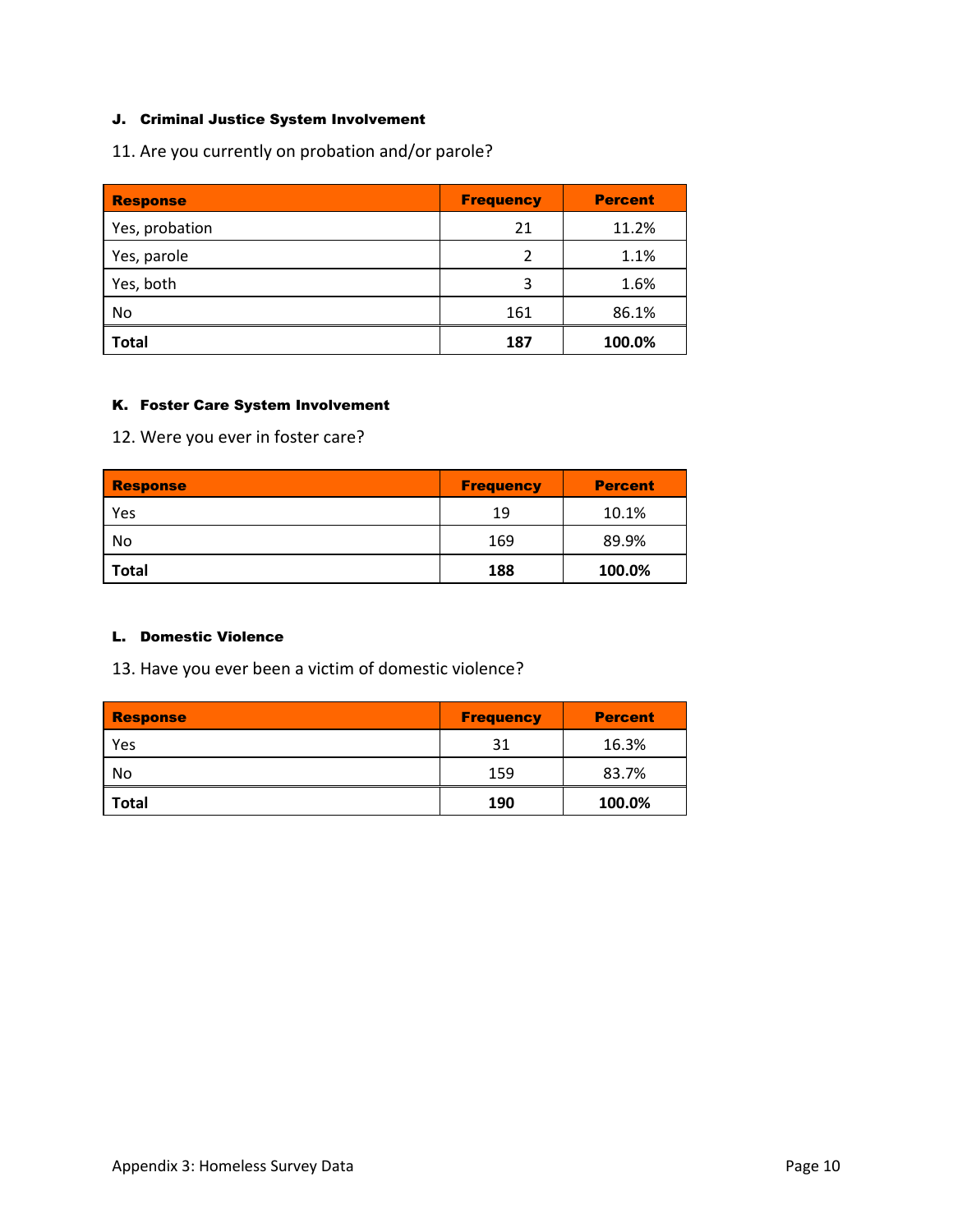### J. Criminal Justice System Involvement

11. Are you currently on probation and/or parole?

| Response | Frequency | Percent |
|---|---|---|
| Yes, probation | 21 | 11.2% |
| Yes, parole | 2 | 1.1% |
| Yes, both | 3 | 1.6% |
| No | 161 | 86.1% |
| **Total** | **187** | **100.0%** |

### K. Foster Care System Involvement

12. Were you ever in foster care?

| Response | Frequency | Percent |
|---|---|---|
| Yes | 19 | 10.1% |
| No | 169 | 89.9% |
| **Total** | **188** | **100.0%** |

### L. Domestic Violence

13. Have you ever been a victim of domestic violence?

| Response | Frequency | Percent |
|---|---|---|
| Yes | 31 | 16.3% |
| No | 159 | 83.7% |
| **Total** | **190** | **100.0%** |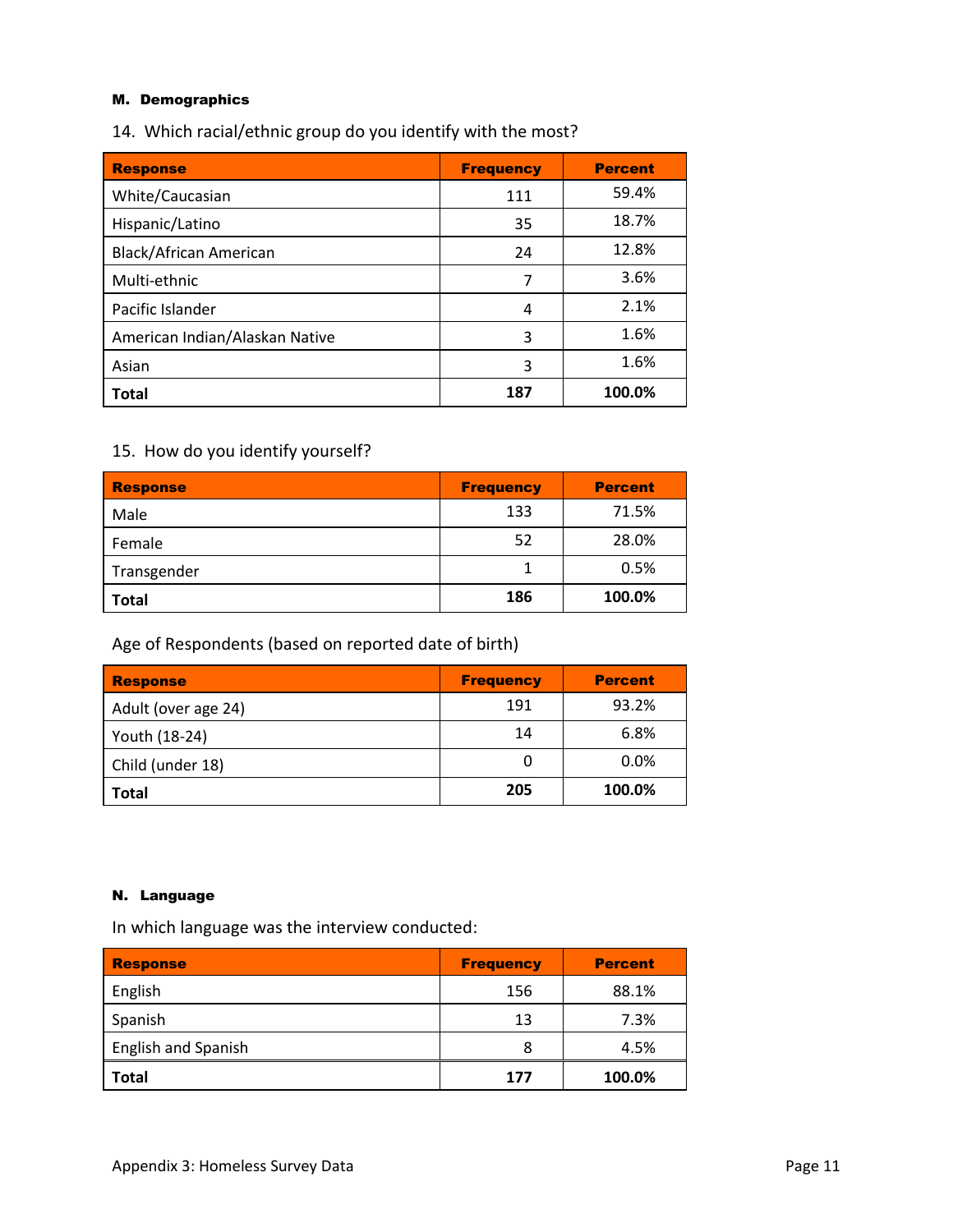#### M. Demographics

14. Which racial/ethnic group do you identify with the most?

| Response | Frequency | Percent |
|---|---|---|
| White/Caucasian | 111 | 59.4% |
| Hispanic/Latino | 35 | 18.7% |
| Black/African American | 24 | 12.8% |
| Multi-ethnic | 7 | 3.6% |
| Pacific Islander | 4 | 2.1% |
| American Indian/Alaskan Native | 3 | 1.6% |
| Asian | 3 | 1.6% |
| **Total** | **187** | **100.0%** |

15. How do you identify yourself?

| Response | Frequency | Percent |
|---|---|---|
| Male | 133 | 71.5% |
| Female | 52 | 28.0% |
| Transgender | 1 | 0.5% |
| **Total** | **186** | **100.0%** |

Age of Respondents (based on reported date of birth)

| Response | Frequency | Percent |
|---|---|---|
| Adult (over age 24) | 191 | 93.2% |
| Youth (18-24) | 14 | 6.8% |
| Child (under 18) | 0 | 0.0% |
| **Total** | **205** | **100.0%** |

#### N. Language

In which language was the interview conducted:

| Response | Frequency | Percent |
|---|---|---|
| English | 156 | 88.1% |
| Spanish | 13 | 7.3% |
| English and Spanish | 8 | 4.5% |
| **Total** | **177** | **100.0%** |